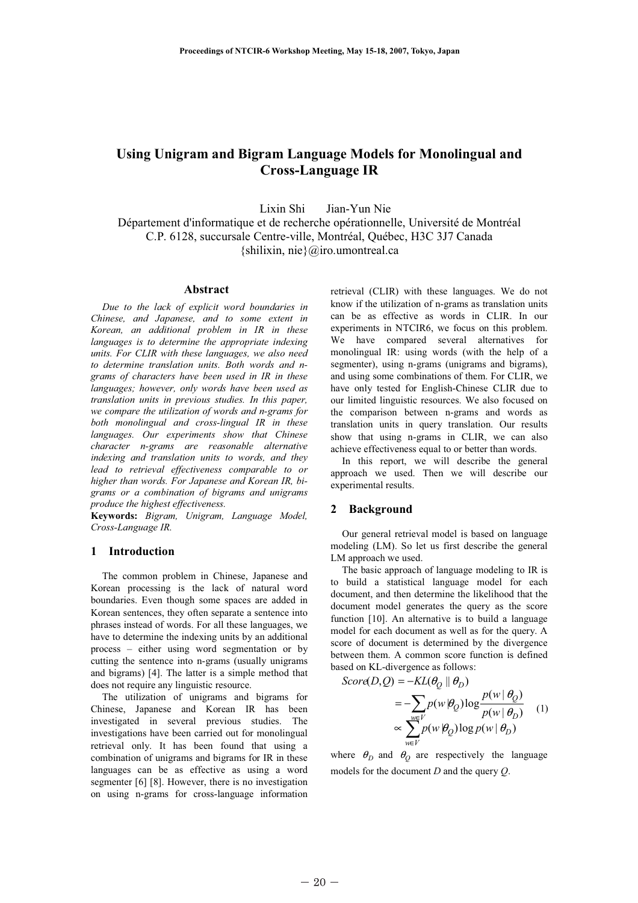# Using Unigram and Bigram Language Models for Monolingual and Cross-Language IR

Lixin Shi Jian-Yun Nie

Département d'informatique et de recherche opérationnelle, Université de Montréal
C.P. 6128, succursale Centre-ville, Montréal, Québec, H3C 3J7 Canada
{shilixin, nie}@iro.umontreal.ca

## Abstract

*Due to the lack of explicit word boundaries in Chinese, and Japanese, and to some extent in Korean, an additional problem in IR in these languages is to determine the appropriate indexing units. For CLIR with these languages, we also need to determine translation units. Both words and n-grams of characters have been used in IR in these languages; however, only words have been used as translation units in previous studies. In this paper, we compare the utilization of words and n-grams for both monolingual and cross-lingual IR in these languages. Our experiments show that Chinese character n-grams are reasonable alternative indexing and translation units to words, and they lead to retrieval effectiveness comparable to or higher than words. For Japanese and Korean IR, bi-grams or a combination of bigrams and unigrams produce the highest effectiveness.*

**Keywords:** *Bigram, Unigram, Language Model, Cross-Language IR.*

## 1 Introduction

The common problem in Chinese, Japanese and Korean processing is the lack of natural word boundaries. Even though some spaces are added in Korean sentences, they often separate a sentence into phrases instead of words. For all these languages, we have to determine the indexing units by an additional process – either using word segmentation or by cutting the sentence into n-grams (usually unigrams and bigrams) [4]. The latter is a simple method that does not require any linguistic resource.

The utilization of unigrams and bigrams for Chinese, Japanese and Korean IR has been investigated in several previous studies. The investigations have been carried out for monolingual retrieval only. It has been found that using a combination of unigrams and bigrams for IR in these languages can be as effective as using a word segmenter [6] [8]. However, there is no investigation on using n-grams for cross-language information retrieval (CLIR) with these languages. We do not know if the utilization of n-grams as translation units can be as effective as words in CLIR. In our experiments in NTCIR6, we focus on this problem. We have compared several alternatives for monolingual IR: using words (with the help of a segmenter), using n-grams (unigrams and bigrams), and using some combinations of them. For CLIR, we have only tested for English-Chinese CLIR due to our limited linguistic resources. We also focused on the comparison between n-grams and words as translation units in query translation. Our results show that using n-grams in CLIR, we can also achieve effectiveness equal to or better than words.

In this report, we will describe the general approach we used. Then we will describe our experimental results.

## 2 Background

Our general retrieval model is based on language modeling (LM). So let us first describe the general LM approach we used.

The basic approach of language modeling to IR is to build a statistical language model for each document, and then determine the likelihood that the document model generates the query as the score function [10]. An alternative is to build a language model for each document as well as for the query. A score of document is determined by the divergence between them. A common score function is defined based on KL-divergence as follows:

$$
\begin{aligned}
Score(D,Q) &= -KL(\theta_Q \parallel \theta_D) \\
&= -\sum_{w \in V} p(w|\theta_Q)\log\frac{p(w|\theta_Q)}{p(w|\theta_D)} \\
&\propto \sum_{w \in V} p(w|\theta_Q)\log p(w|\theta_D)
\end{aligned}
\quad (1)
$$

where $\theta_D$ and $\theta_Q$ are respectively the language models for the document $D$ and the query $Q$.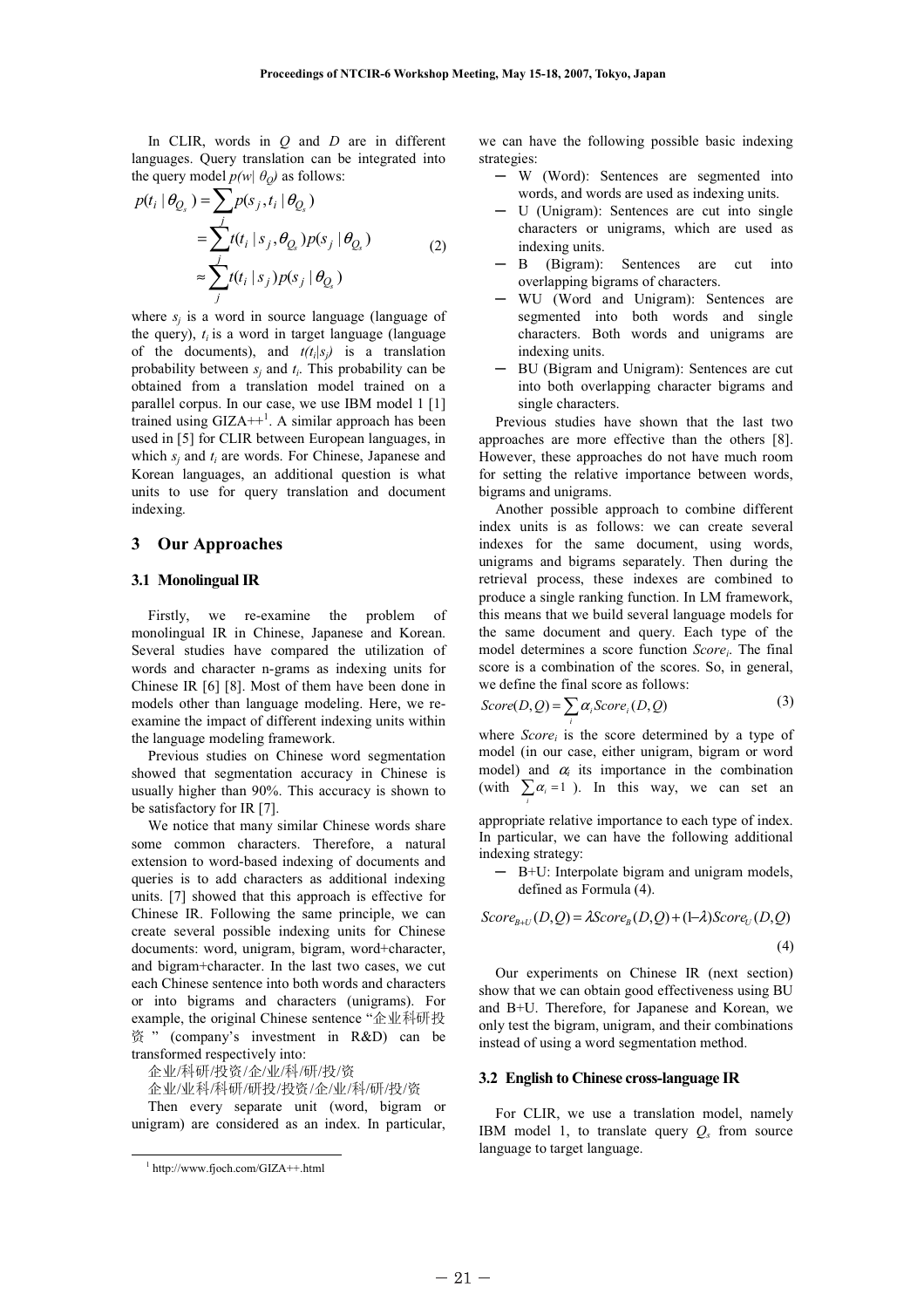In CLIR, words in $Q$ and $D$ are in different languages. Query translation can be integrated into the query model $p(w|\theta_Q)$ as follows:

$$
\begin{aligned}
p(t_i \mid \theta_{Q_s}) &= \sum_j p(s_j, t_i \mid \theta_{Q_s}) \\
&= \sum_j t(t_i \mid s_j, \theta_{Q_s}) p(s_j \mid \theta_{Q_s}) \\
&\approx \sum_j t(t_i \mid s_j) p(s_j \mid \theta_{Q_s})
\end{aligned}
\tag{2}
$$

where $s_j$ is a word in source language (language of the query), $t_i$ is a word in target language (language of the documents), and $t(t_i|s_j)$ is a translation probability between $s_j$ and $t_i$. This probability can be obtained from a translation model trained on a parallel corpus. In our case, we use IBM model 1 [1] trained using GIZA++[1]. A similar approach has been used in [5] for CLIR between European languages, in which $s_j$ and $t_i$ are words. For Chinese, Japanese and Korean languages, an additional question is what units to use for query translation and document indexing.

## 3 Our Approaches

### 3.1 Monolingual IR

Firstly, we re-examine the problem of monolingual IR in Chinese, Japanese and Korean. Several studies have compared the utilization of words and character n-grams as indexing units for Chinese IR [6] [8]. Most of them have been done in models other than language modeling. Here, we re-examine the impact of different indexing units within the language modeling framework.

Previous studies on Chinese word segmentation showed that segmentation accuracy in Chinese is usually higher than 90%. This accuracy is shown to be satisfactory for IR [7].

We notice that many similar Chinese words share some common characters. Therefore, a natural extension to word-based indexing of documents and queries is to add characters as additional indexing units. [7] showed that this approach is effective for Chinese IR. Following the same principle, we can create several possible indexing units for Chinese documents: word, unigram, bigram, word+character, and bigram+character. In the last two cases, we cut each Chinese sentence into both words and characters or into bigrams and characters (unigrams). For example, the original Chinese sentence "企业科研投资" (company's investment in R&D) can be transformed respectively into:

企业/科研/投资/企/业/科/研/投/资

企业/业科/科研/研投/投资/企/业/科/研/投/资

Then every separate unit (word, bigram or unigram) are considered as an index. In particular, we can have the following possible basic indexing strategies:

- W (Word): Sentences are segmented into words, and words are used as indexing units.
- U (Unigram): Sentences are cut into single characters or unigrams, which are used as indexing units.
- B (Bigram): Sentences are cut into overlapping bigrams of characters.
- WU (Word and Unigram): Sentences are segmented into both words and single characters. Both words and unigrams are indexing units.
- BU (Bigram and Unigram): Sentences are cut into both overlapping character bigrams and single characters.

Previous studies have shown that the last two approaches are more effective than the others [8]. However, these approaches do not have much room for setting the relative importance between words, bigrams and unigrams.

Another possible approach to combine different index units is as follows: we can create several indexes for the same document, using words, unigrams and bigrams separately. Then during the retrieval process, these indexes are combined to produce a single ranking function. In LM framework, this means that we build several language models for the same document and query. Each type of the model determines a score function $Score_i$. The final score is a combination of the scores. So, in general, we define the final score as follows:

$$
Score(D,Q) = \sum_i \alpha_i Score_i(D,Q) \tag{3}
$$

where $Score_i$ is the score determined by a type of model (in our case, either unigram, bigram or word model) and $\alpha_i$ its importance in the combination (with $\sum_i \alpha_i = 1$). In this way, we can set an appropriate relative importance to each type of index. In particular, we can have the following additional indexing strategy:

- B+U: Interpolate bigram and unigram models, defined as Formula (4).

$$
Score_{B+U}(D,Q) = \lambda Score_B(D,Q) + (1-\lambda) Score_U(D,Q) \tag{4}
$$

Our experiments on Chinese IR (next section) show that we can obtain good effectiveness using BU and B+U. Therefore, for Japanese and Korean, we only test the bigram, unigram, and their combinations instead of using a word segmentation method.

### 3.2 English to Chinese cross-language IR

For CLIR, we use a translation model, namely IBM model 1, to translate query $Q_s$ from source language to target language.

[1] http://www.fjoch.com/GIZA++.html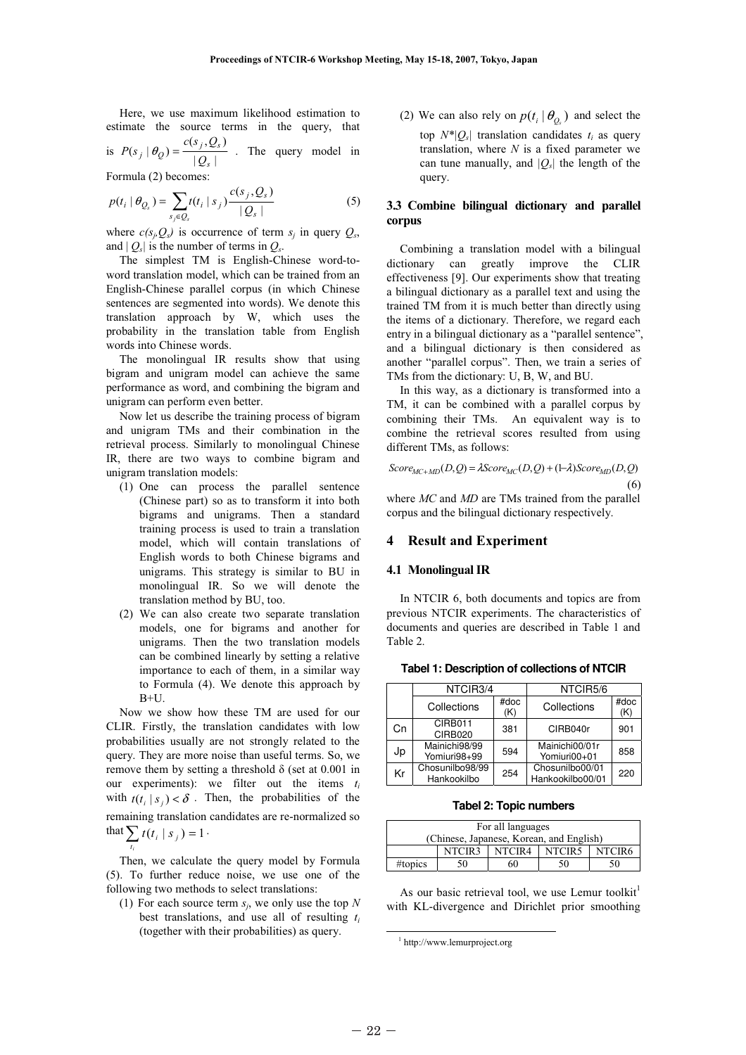Here, we use maximum likelihood estimation to estimate the source terms in the query, that is $P(s_j \mid \theta_Q) = \frac{c(s_j, Q_s)}{|Q_s|}$ . The query model in Formula (2) becomes:

$$p(t_i \mid \theta_{Q_s}) = \sum_{s_j \in Q_s} t(t_i \mid s_j) \frac{c(s_j, Q_s)}{|Q_s|} \quad (5)$$

where $c(s_j, Q_s)$ is occurrence of term $s_j$ in query $Q_s$, and $|Q_s|$ is the number of terms in $Q_s$.

The simplest TM is English-Chinese word-to-word translation model, which can be trained from an English-Chinese parallel corpus (in which Chinese sentences are segmented into words). We denote this translation approach by W, which uses the probability in the translation table from English words into Chinese words.

The monolingual IR results show that using bigram and unigram model can achieve the same performance as word, and combining the bigram and unigram can perform even better.

Now let us describe the training process of bigram and unigram TMs and their combination in the retrieval process. Similarly to monolingual Chinese IR, there are two ways to combine bigram and unigram translation models:

1. One can process the parallel sentence (Chinese part) so as to transform it into both bigrams and unigrams. Then a standard training process is used to train a translation model, which will contain translations of English words to both Chinese bigrams and unigrams. This strategy is similar to BU in monolingual IR. So we will denote the translation method by BU, too.
2. We can also create two separate translation models, one for bigrams and another for unigrams. Then the two translation models can be combined linearly by setting a relative importance to each of them, in a similar way to Formula (4). We denote this approach by B+U.

Now we show how these TM are used for our CLIR. Firstly, the translation candidates with low probabilities usually are not strongly related to the query. They are more noise than useful terms. So, we remove them by setting a threshold δ (set at 0.001 in our experiments): we filter out the items $t_i$ with $t(t_i \mid s_j) < \delta$ . Then, the probabilities of the remaining translation candidates are re-normalized so that $\sum_{t_i} t(t_i \mid s_j) = 1$ .

Then, we calculate the query model by Formula (5). To further reduce noise, we use one of the following two methods to select translations:

1. For each source term $s_j$, we only use the top $N$ best translations, and use all of resulting $t_i$ (together with their probabilities) as query.
2. We can also rely on $p(t_i \mid \theta_{Q_s})$ and select the top $N*|Q_s|$ translation candidates $t_i$ as query translation, where $N$ is a fixed parameter we can tune manually, and $|Q_s|$ the length of the query.

### 3.3 Combine bilingual dictionary and parallel corpus

Combining a translation model with a bilingual dictionary can greatly improve the CLIR effectiveness [9]. Our experiments show that treating a bilingual dictionary as a parallel text and using the trained TM from it is much better than directly using the items of a dictionary. Therefore, we regard each entry in a bilingual dictionary as a "parallel sentence", and a bilingual dictionary is then considered as another "parallel corpus". Then, we train a series of TMs from the dictionary: U, B, W, and BU.

In this way, as a dictionary is transformed into a TM, it can be combined with a parallel corpus by combining their TMs. An equivalent way is to combine the retrieval scores resulted from using different TMs, as follows:

$$Score_{MC+MD}(D,Q) = \lambda Score_{MC}(D,Q) + (1-\lambda) Score_{MD}(D,Q) \quad (6)$$

where *MC* and *MD* are TMs trained from the parallel corpus and the bilingual dictionary respectively.

## 4 Result and Experiment

### 4.1 Monolingual IR

In NTCIR 6, both documents and topics are from previous NTCIR experiments. The characteristics of documents and queries are described in Table 1 and Table 2.

**Tabel 1: Description of collections of NTCIR**

| | NTCIR3/4 | | NTCIR5/6 | |
|---|---|---|---|---|
| | Collections | #doc (K) | Collections | #doc (K) |
| Cn | CIRB011 CIRB020 | 381 | CIRB040r | 901 |
| Jp | Mainichi98/99 Yomiuri98+99 | 594 | Mainichi00/01r Yomiuri00+01 | 858 |
| Kr | Chosunilbo98/99 Hankookilbo | 254 | Chosunilbo00/01 Hankookilbo00/01 | 220 |

**Tabel 2: Topic numbers**

| For all languages (Chinese, Japanese, Korean, and English) | | | | |
|---|---|---|---|---|
| | NTCIR3 | NTCIR4 | NTCIR5 | NTCIR6 |
| #topics | 50 | 60 | 50 | 50 |

As our basic retrieval tool, we use Lemur toolkit[1] with KL-divergence and Dirichlet prior smoothing

[1] http://www.lemurproject.org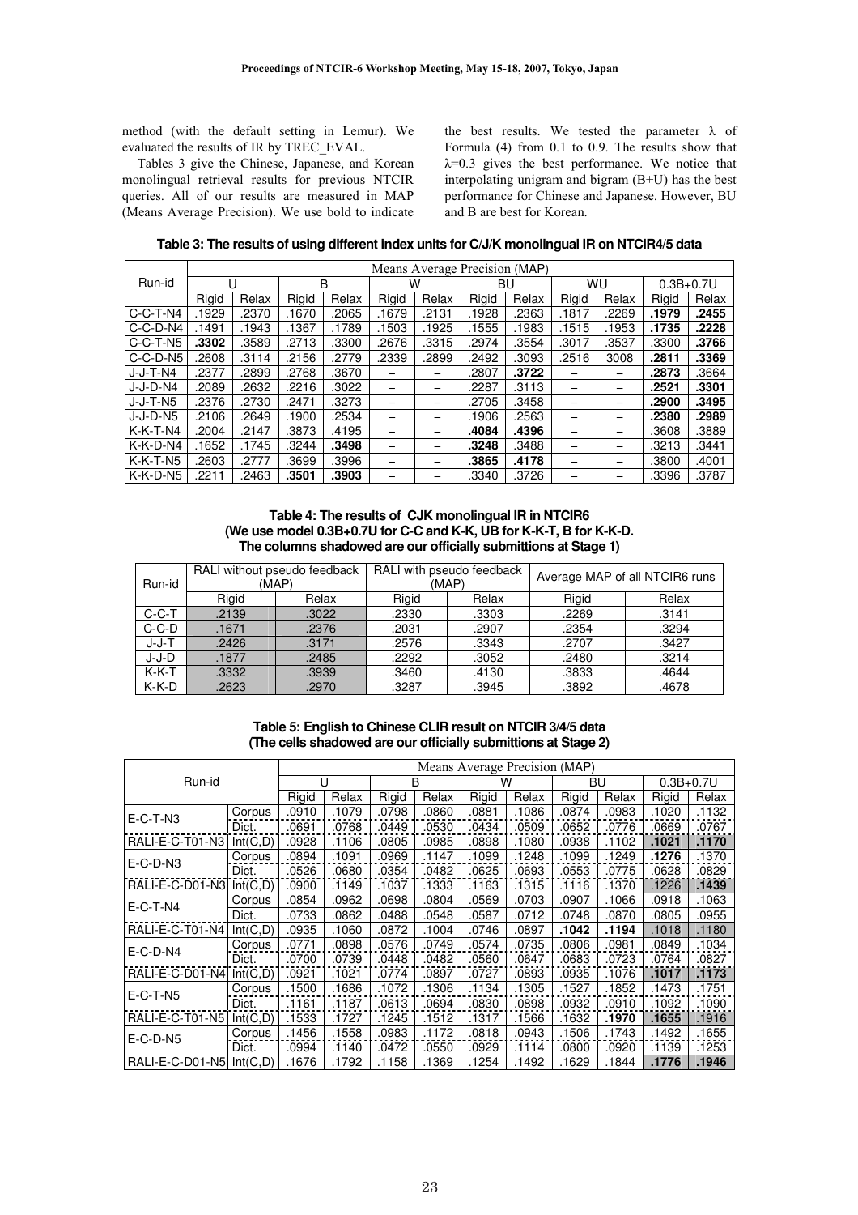method (with the default setting in Lemur). We evaluated the results of IR by TREC_EVAL.

Tables 3 give the Chinese, Japanese, and Korean monolingual retrieval results for previous NTCIR queries. All of our results are measured in MAP (Means Average Precision). We use bold to indicate the best results. We tested the parameter $\lambda$ of Formula (4) from 0.1 to 0.9. The results show that $\lambda$=0.3 gives the best performance. We notice that interpolating unigram and bigram (B+U) has the best performance for Chinese and Japanese. However, BU and B are best for Korean.

**Table 3: The results of using different index units for C/J/K monolingual IR on NTCIR4/5 data**

| Run-id | Means Average Precision (MAP) | | | | | | | | | | | |
|---|---|---|---|---|---|---|---|---|---|---|---|---|
| | U | | B | | W | | BU | | WU | | 0.3B+0.7U | |
| | Rigid | Relax | Rigid | Relax | Rigid | Relax | Rigid | Relax | Rigid | Relax | Rigid | Relax |
| C-C-T-N4 | .1929 | .2370 | .1670 | .2065 | .1679 | .2131 | .1928 | .2363 | .1817 | .2269 | **.1979** | **.2455** |
| C-C-D-N4 | .1491 | .1943 | .1367 | .1789 | .1503 | .1925 | .1555 | .1983 | .1515 | .1953 | **.1735** | **.2228** |
| C-C-T-N5 | **.3302** | .3589 | .2713 | .3300 | .2676 | .3315 | .2974 | .3554 | .3017 | .3537 | .3300 | **.3766** |
| C-C-D-N5 | .2608 | .3114 | .2156 | .2779 | .2339 | .2899 | .2492 | .3093 | .2516 | 3008 | **.2811** | **.3369** |
| J-J-T-N4 | .2377 | .2899 | .2768 | .3670 | – | – | .2807 | **.3722** | – | – | **.2873** | .3664 |
| J-J-D-N4 | .2089 | .2632 | .2216 | .3022 | – | – | .2287 | .3113 | – | – | **.2521** | **.3301** |
| J-J-T-N5 | .2376 | .2730 | .2471 | .3273 | – | – | .2705 | .3458 | – | – | **.2900** | **.3495** |
| J-J-D-N5 | .2106 | .2649 | .1900 | .2534 | – | – | .1906 | .2563 | – | – | **.2380** | **.2989** |
| K-K-T-N4 | .2004 | .2147 | .3873 | .4195 | – | – | **.4084** | **.4396** | – | – | .3608 | .3889 |
| K-K-D-N4 | .1652 | .1745 | .3244 | **.3498** | – | – | **.3248** | .3488 | – | – | .3213 | .3441 |
| K-K-T-N5 | .2603 | .2777 | .3699 | .3996 | – | – | **.3865** | **.4178** | – | – | .3800 | .4001 |
| K-K-D-N5 | .2211 | .2463 | **.3501** | **.3903** | – | – | .3340 | .3726 | – | – | .3396 | .3787 |

**Table 4: The results of CJK monolingual IR in NTCIR6 (We use model 0.3B+0.7U for C-C and K-K, UB for K-K-T, B for K-K-D. The columns shadowed are our officially submittions at Stage 1)**

| Run-id | RALI without pseudo feedback (MAP) | | RALI with pseudo feedback (MAP) | | Average MAP of all NTCIR6 runs | |
|---|---|---|---|---|---|---|
| | Rigid | Relax | Rigid | Relax | Rigid | Relax |
| C-C-T | .2139 | .3022 | .2330 | .3303 | .2269 | .3141 |
| C-C-D | .1671 | .2376 | .2031 | .2907 | .2354 | .3294 |
| J-J-T | .2426 | .3171 | .2576 | .3343 | .2707 | .3427 |
| J-J-D | .1877 | .2485 | .2292 | .3052 | .2480 | .3214 |
| K-K-T | .3332 | .3939 | .3460 | .4130 | .3833 | .4644 |
| K-K-D | .2623 | .2970 | .3287 | .3945 | .3892 | .4678 |

**Table 5: English to Chinese CLIR result on NTCIR 3/4/5 data (The cells shadowed are our officially submittions at Stage 2)**

| Run-id | | Means Average Precision (MAP) | | | | | | | | | |
|---|---|---|---|---|---|---|---|---|---|---|---|
| | | U | | B | | W | | BU | | 0.3B+0.7U | |
| | | Rigid | Relax | Rigid | Relax | Rigid | Relax | Rigid | Relax | Rigid | Relax |
| E-C-T-N3 | Corpus | .0910 | .1079 | .0798 | .0860 | .0881 | .1086 | .0874 | .0983 | .1020 | .1132 |
| | Dict. | .0691 | .0768 | .0449 | .0530 | .0434 | .0509 | .0652 | .0776 | .0669 | .0767 |
| RALI-E-C-T01-N3 | Int(C,D) | .0928 | .1106 | .0805 | .0985 | .0898 | .1080 | .0938 | .1102 | **.1021** | **.1170** |
| E-C-D-N3 | Corpus | .0894 | .1091 | .0969 | .1147 | .1099 | .1248 | .1099 | .1249 | **.1276** | .1370 |
| | Dict. | .0526 | .0680 | .0354 | .0482 | .0625 | .0693 | .0553 | .0775 | .0628 | .0829 |
| RALI-E-C-D01-N3 | Int(C,D) | .0900 | .1149 | .1037 | .1333 | .1163 | .1315 | .1116 | .1370 | .1226 | **.1439** |
| E-C-T-N4 | Corpus | .0854 | .0962 | .0698 | .0804 | .0569 | .0703 | .0907 | .1066 | .0918 | .1063 |
| | Dict. | .0733 | .0862 | .0488 | .0548 | .0587 | .0712 | .0748 | .0870 | .0805 | .0955 |
| RALI-E-C-T01-N4 | Int(C,D) | .0935 | .1060 | .0872 | .1004 | .0746 | .0897 | **.1042** | **.1194** | .1018 | .1180 |
| E-C-D-N4 | Corpus | .0771 | .0898 | .0576 | .0749 | .0574 | .0735 | .0806 | .0981 | .0849 | .1034 |
| | Dict. | .0700 | .0739 | .0448 | .0482 | .0560 | .0647 | .0683 | .0723 | .0764 | .0827 |
| RALI-E-C-D01-N4 | Int(C,D) | .0921 | .1021 | .0774 | .0897 | .0727 | .0893 | .0935 | .1076 | **.1017** | **.1173** |
| E-C-T-N5 | Corpus | .1500 | .1686 | .1072 | .1306 | .1134 | .1305 | .1527 | .1852 | .1473 | .1751 |
| | Dict. | .1161 | .1187 | .0613 | .0694 | .0830 | .0898 | .0932 | .0910 | .1092 | .1090 |
| RALI-E-C-T01-N5 | Int(C,D) | .1533 | .1727 | .1245 | .1512 | .1317 | .1566 | .1632 | **.1970** | **.1655** | .1916 |
| E-C-D-N5 | Corpus | .1456 | .1558 | .0983 | .1172 | .0818 | .0943 | .1506 | .1743 | .1492 | .1655 |
| | Dict. | .0994 | .1140 | .0472 | .0550 | .0929 | .1114 | .0800 | .0920 | .1139 | .1253 |
| RALI-E-C-D01-N5 | Int(C,D) | .1676 | .1792 | .1158 | .1369 | .1254 | .1492 | .1629 | .1844 | **.1776** | **.1946** |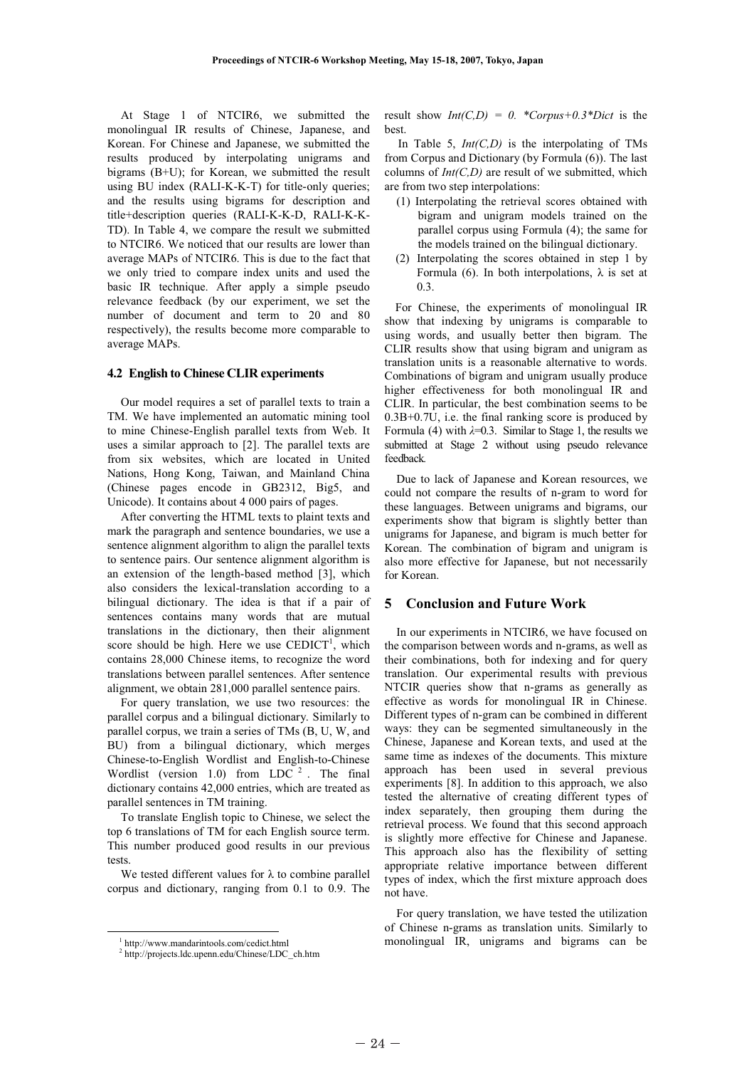At Stage 1 of NTCIR6, we submitted the monolingual IR results of Chinese, Japanese, and Korean. For Chinese and Japanese, we submitted the results produced by interpolating unigrams and bigrams (B+U); for Korean, we submitted the result using BU index (RALI-K-K-T) for title-only queries; and the results using bigrams for description and title+description queries (RALI-K-K-D, RALI-K-K-TD). In Table 4, we compare the result we submitted to NTCIR6. We noticed that our results are lower than average MAPs of NTCIR6. This is due to the fact that we only tried to compare index units and used the basic IR technique. After apply a simple pseudo relevance feedback (by our experiment, we set the number of document and term to 20 and 80 respectively), the results become more comparable to average MAPs.

### 4.2 English to Chinese CLIR experiments

Our model requires a set of parallel texts to train a TM. We have implemented an automatic mining tool to mine Chinese-English parallel texts from Web. It uses a similar approach to [2]. The parallel texts are from six websites, which are located in United Nations, Hong Kong, Taiwan, and Mainland China (Chinese pages encode in GB2312, Big5, and Unicode). It contains about 4 000 pairs of pages.

After converting the HTML texts to plaint texts and mark the paragraph and sentence boundaries, we use a sentence alignment algorithm to align the parallel texts to sentence pairs. Our sentence alignment algorithm is an extension of the length-based method [3], which also considers the lexical-translation according to a bilingual dictionary. The idea is that if a pair of sentences contains many words that are mutual translations in the dictionary, then their alignment score should be high. Here we use CEDICT[1], which contains 28,000 Chinese items, to recognize the word translations between parallel sentences. After sentence alignment, we obtain 281,000 parallel sentence pairs.

For query translation, we use two resources: the parallel corpus and a bilingual dictionary. Similarly to parallel corpus, we train a series of TMs (B, U, W, and BU) from a bilingual dictionary, which merges Chinese-to-English Wordlist and English-to-Chinese Wordlist (version 1.0) from LDC [2]. The final dictionary contains 42,000 entries, which are treated as parallel sentences in TM training.

To translate English topic to Chinese, we select the top 6 translations of TM for each English source term. This number produced good results in our previous tests.

We tested different values for λ to combine parallel corpus and dictionary, ranging from 0.1 to 0.9. The result show *Int(C,D) = 0. \*Corpus+0.3\*Dict* is the best.

In Table 5, *Int(C,D)* is the interpolating of TMs from Corpus and Dictionary (by Formula (6)). The last columns of *Int(C,D)* are result of we submitted, which are from two step interpolations:

1. Interpolating the retrieval scores obtained with bigram and unigram models trained on the parallel corpus using Formula (4); the same for the models trained on the bilingual dictionary.
2. Interpolating the scores obtained in step 1 by Formula (6). In both interpolations, λ is set at 0.3.

For Chinese, the experiments of monolingual IR show that indexing by unigrams is comparable to using words, and usually better then bigram. The CLIR results show that using bigram and unigram as translation units is a reasonable alternative to words. Combinations of bigram and unigram usually produce higher effectiveness for both monolingual IR and CLIR. In particular, the best combination seems to be 0.3B+0.7U, i.e. the final ranking score is produced by Formula (4) with $\lambda$=0.3. Similar to Stage 1, the results we submitted at Stage 2 without using pseudo relevance feedback.

Due to lack of Japanese and Korean resources, we could not compare the results of n-gram to word for these languages. Between unigrams and bigrams, our experiments show that bigram is slightly better than unigrams for Japanese, and bigram is much better for Korean. The combination of bigram and unigram is also more effective for Japanese, but not necessarily for Korean.

## 5 Conclusion and Future Work

In our experiments in NTCIR6, we have focused on the comparison between words and n-grams, as well as their combinations, both for indexing and for query translation. Our experimental results with previous NTCIR queries show that n-grams as generally as effective as words for monolingual IR in Chinese. Different types of n-gram can be combined in different ways: they can be segmented simultaneously in the Chinese, Japanese and Korean texts, and used at the same time as indexes of the documents. This mixture approach has been used in several previous experiments [8]. In addition to this approach, we also tested the alternative of creating different types of index separately, then grouping them during the retrieval process. We found that this second approach is slightly more effective for Chinese and Japanese. This approach also has the flexibility of setting appropriate relative importance between different types of index, which the first mixture approach does not have.

For query translation, we have tested the utilization of Chinese n-grams as translation units. Similarly to monolingual IR, unigrams and bigrams can be

[1] http://www.mandarintools.com/cedict.html
[2] http://projects.ldc.upenn.edu/Chinese/LDC_ch.htm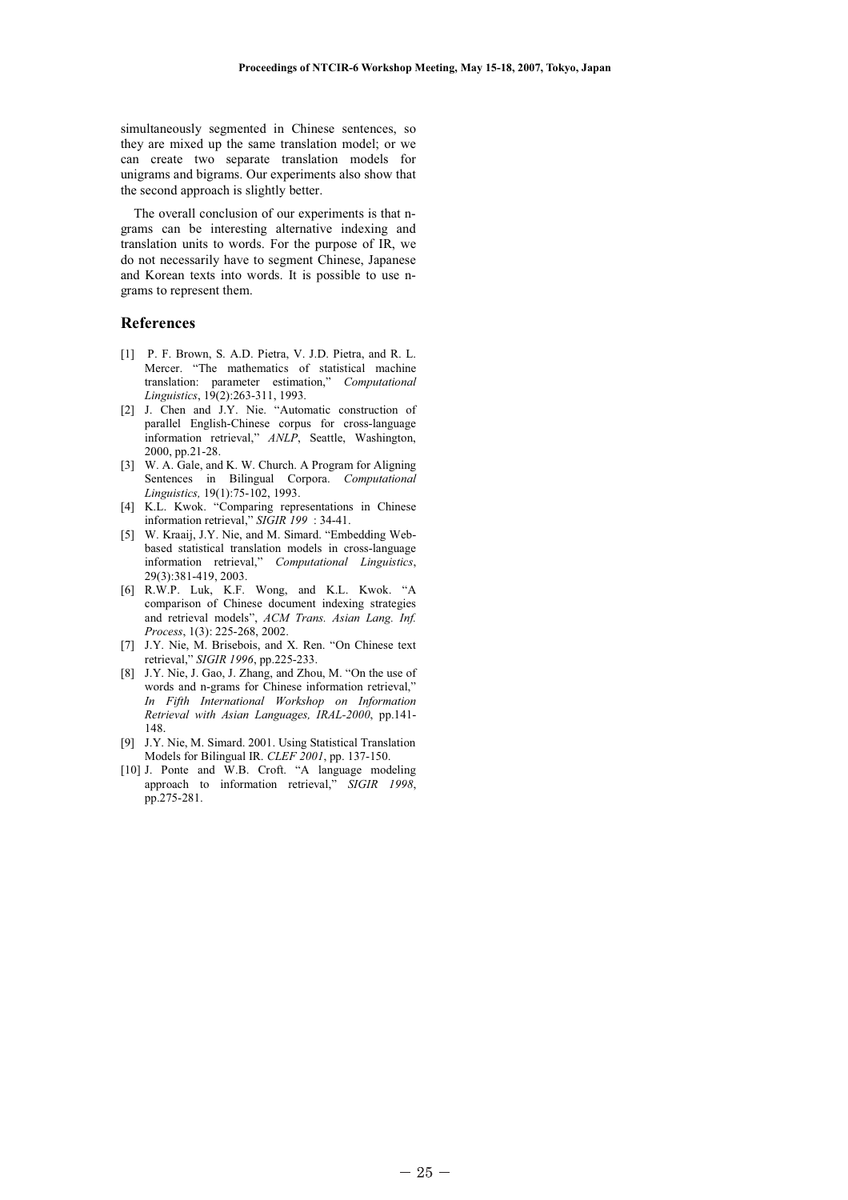simultaneously segmented in Chinese sentences, so they are mixed up the same translation model; or we can create two separate translation models for unigrams and bigrams. Our experiments also show that the second approach is slightly better.

The overall conclusion of our experiments is that n-grams can be interesting alternative indexing and translation units to words. For the purpose of IR, we do not necessarily have to segment Chinese, Japanese and Korean texts into words. It is possible to use n-grams to represent them.

## References

[1] P. F. Brown, S. A.D. Pietra, V. J.D. Pietra, and R. L. Mercer. "The mathematics of statistical machine translation: parameter estimation," *Computational Linguistics*, 19(2):263-311, 1993.

[2] J. Chen and J.Y. Nie. "Automatic construction of parallel English-Chinese corpus for cross-language information retrieval," *ANLP*, Seattle, Washington, 2000, pp.21-28.

[3] W. A. Gale, and K. W. Church. A Program for Aligning Sentences in Bilingual Corpora. *Computational Linguistics,* 19(1):75-102, 1993.

[4] K.L. Kwok. "Comparing representations in Chinese information retrieval," *SIGIR 199* : 34-41.

[5] W. Kraaij, J.Y. Nie, and M. Simard. "Embedding Web-based statistical translation models in cross-language information retrieval," *Computational Linguistics*, 29(3):381-419, 2003.

[6] R.W.P. Luk, K.F. Wong, and K.L. Kwok. "A comparison of Chinese document indexing strategies and retrieval models", *ACM Trans. Asian Lang. Inf. Process*, 1(3): 225-268, 2002.

[7] J.Y. Nie, M. Brisebois, and X. Ren. "On Chinese text retrieval," *SIGIR 1996*, pp.225-233.

[8] J.Y. Nie, J. Gao, J. Zhang, and Zhou, M. "On the use of words and n-grams for Chinese information retrieval," *In Fifth International Workshop on Information Retrieval with Asian Languages, IRAL-2000*, pp.141-148.

[9] J.Y. Nie, M. Simard. 2001. Using Statistical Translation Models for Bilingual IR. *CLEF 2001*, pp. 137-150.

[10] J. Ponte and W.B. Croft. "A language modeling approach to information retrieval," *SIGIR 1998*, pp.275-281.